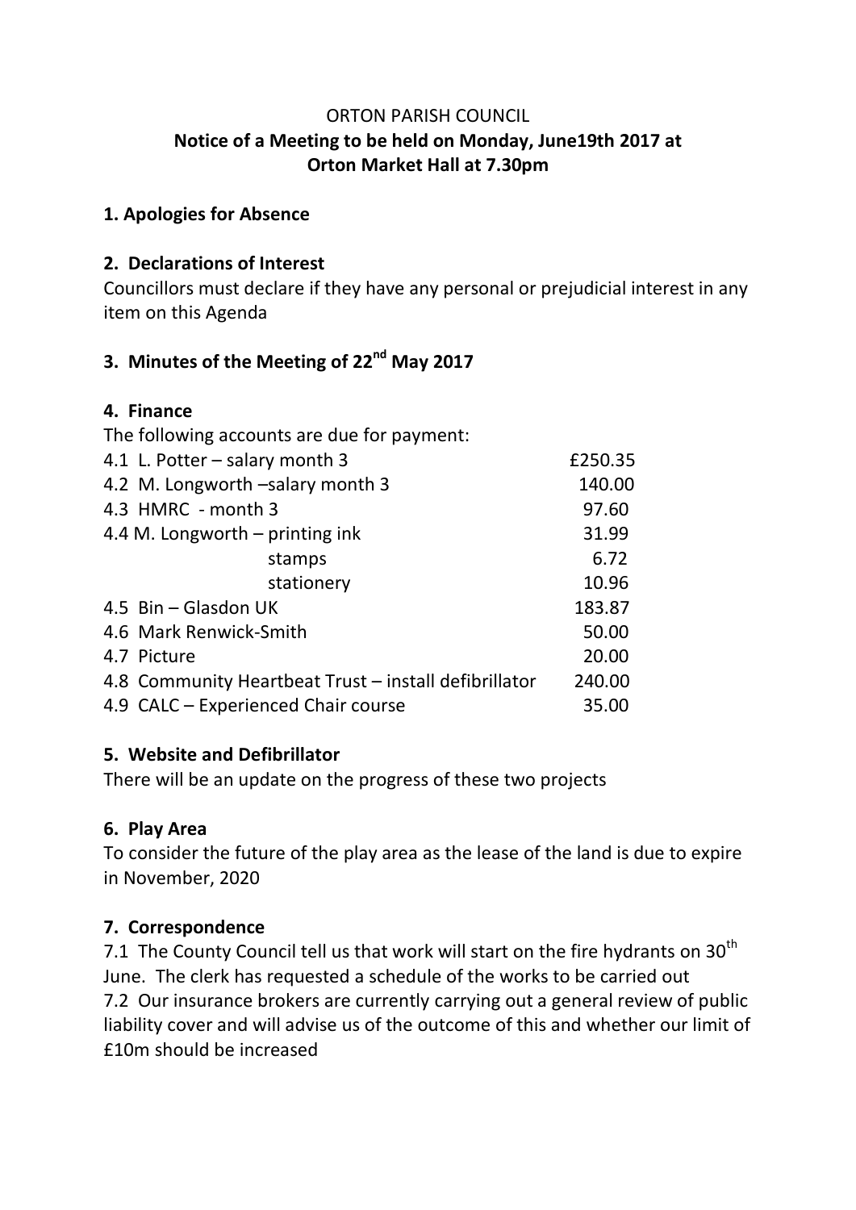ORTON PARISH COUNCIL

**Notice of a Meeting to be held on Monday, June19th 2017 at Orton Market Hall at 7.30pm**

**1. Apologies for Absence**

**2. Declarations of Interest**

Councillors must declare if they have any personal or prejudicial interest in any item on this Agenda

**3. Minutes of the Meeting of 22nd May 2017**

**4. Finance**

The following accounts are due for payment:

| | |
|---|---|
| 4.1 L. Potter – salary month 3 | £250.35 |
| 4.2 M. Longworth –salary month 3 | 140.00 |
| 4.3 HMRC - month 3 | 97.60 |
| 4.4 M. Longworth – printing ink | 31.99 |
| stamps | 6.72 |
| stationery | 10.96 |
| 4.5 Bin – Glasdon UK | 183.87 |
| 4.6 Mark Renwick-Smith | 50.00 |
| 4.7 Picture | 20.00 |
| 4.8 Community Heartbeat Trust – install defibrillator | 240.00 |
| 4.9 CALC – Experienced Chair course | 35.00 |

**5. Website and Defibrillator**

There will be an update on the progress of these two projects

**6. Play Area**

To consider the future of the play area as the lease of the land is due to expire in November, 2020

**7. Correspondence**

7.1 The County Council tell us that work will start on the fire hydrants on 30th June. The clerk has requested a schedule of the works to be carried out

7.2 Our insurance brokers are currently carrying out a general review of public liability cover and will advise us of the outcome of this and whether our limit of £10m should be increased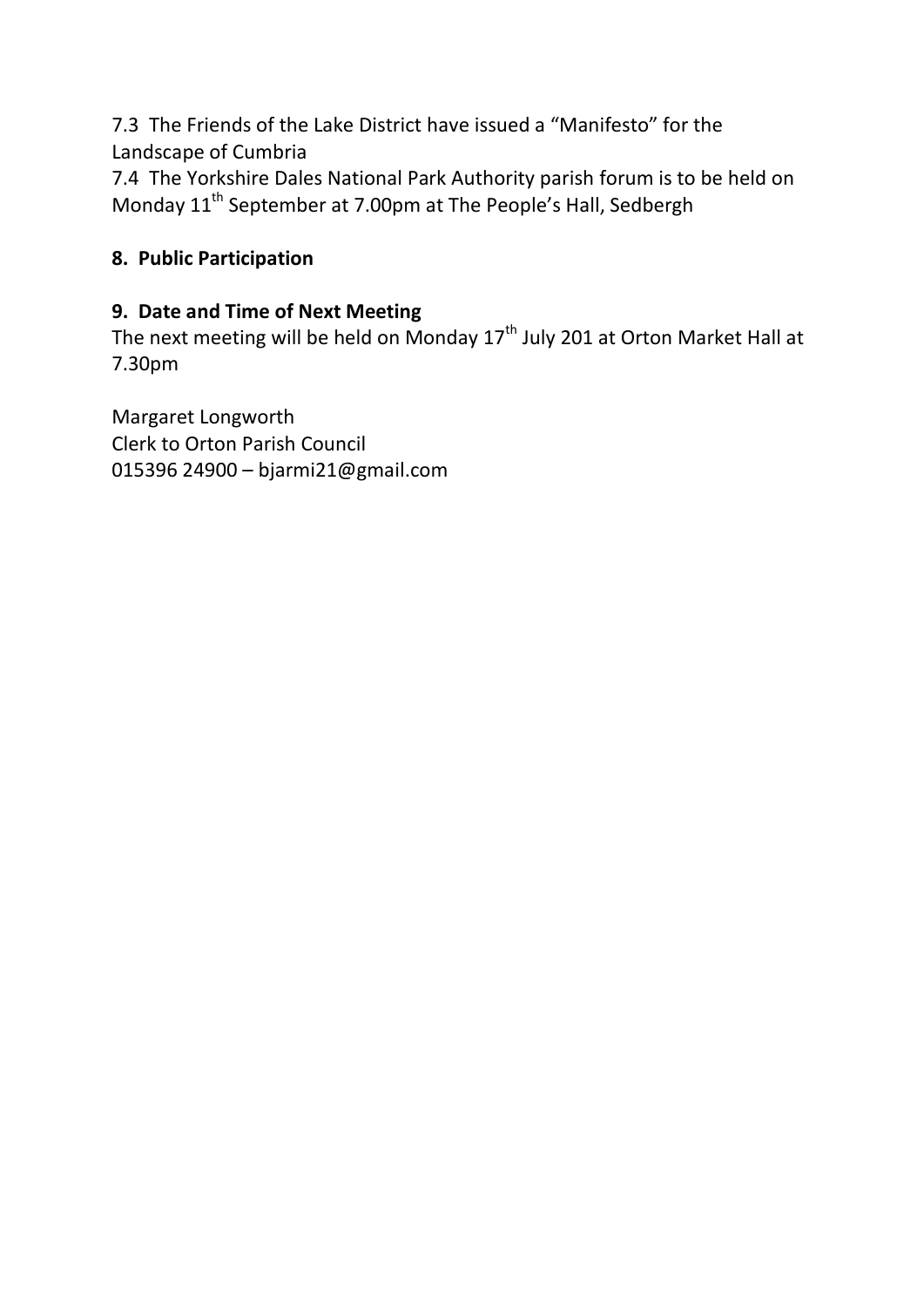7.3 The Friends of the Lake District have issued a "Manifesto" for the Landscape of Cumbria

7.4 The Yorkshire Dales National Park Authority parish forum is to be held on Monday 11th September at 7.00pm at The People's Hall, Sedbergh

**8. Public Participation**

**9. Date and Time of Next Meeting**

The next meeting will be held on Monday 17th July 201 at Orton Market Hall at 7.30pm

Margaret Longworth
Clerk to Orton Parish Council
015396 24900 – bjarmi21@gmail.com